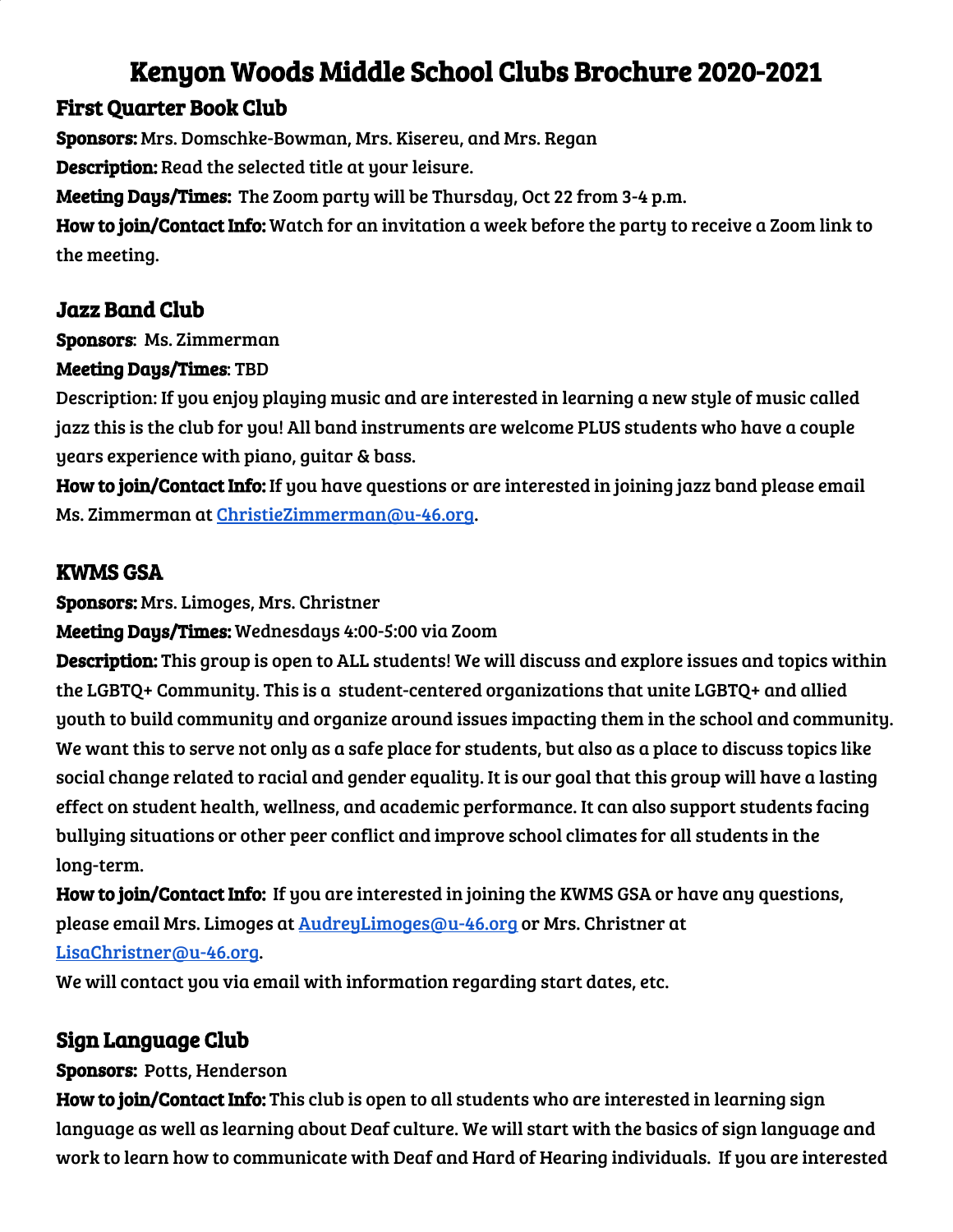# Kenyon Woods Middle School Clubs Brochure 2020-2021

## First Quarter Book Club

**Sponsors:** Mrs. Domschke-Bowman, Mrs. Kisereu, and Mrs. Regan

**Description:** Read the selected title at your leisure.

**Meeting Days/Times:** The Zoom party will be Thursday, Oct 22 from 3-4 p.m.

**How to join/Contact Info:** Watch for an invitation a week before the party to receive a Zoom link to the meeting.

## Jazz Band Club

**Sponsors**: Ms. Zimmerman

**Meeting Days/Times**: TBD

Description: If you enjoy playing music and are interested in learning a new style of music called jazz this is the club for you! All band instruments are welcome PLUS students who have a couple years experience with piano, guitar & bass.

**How to join/Contact Info:** If you have questions or are interested in joining jazz band please email Ms. Zimmerman at ChristieZimmerman@u-46.org.

## KWMS GSA

**Sponsors:** Mrs. Limoges, Mrs. Christner

**Meeting Days/Times:** Wednesdays 4:00-5:00 via Zoom

**Description:** This group is open to ALL students! We will discuss and explore issues and topics within the LGBTQ+ Community. This is a student-centered organizations that unite LGBTQ+ and allied youth to build community and organize around issues impacting them in the school and community. We want this to serve not only as a safe place for students, but also as a place to discuss topics like social change related to racial and gender equality. It is our goal that this group will have a lasting effect on student health, wellness, and academic performance. It can also support students facing bullying situations or other peer conflict and improve school climates for all students in the long-term.

**How to join/Contact Info:** If you are interested in joining the KWMS GSA or have any questions, please email Mrs. Limoges at AudreyLimoges@u-46.org or Mrs. Christner at LisaChristner@u-46.org.

We will contact you via email with information regarding start dates, etc.

## Sign Language Club

**Sponsors:** Potts, Henderson

**How to join/Contact Info:** This club is open to all students who are interested in learning sign language as well as learning about Deaf culture. We will start with the basics of sign language and work to learn how to communicate with Deaf and Hard of Hearing individuals. If you are interested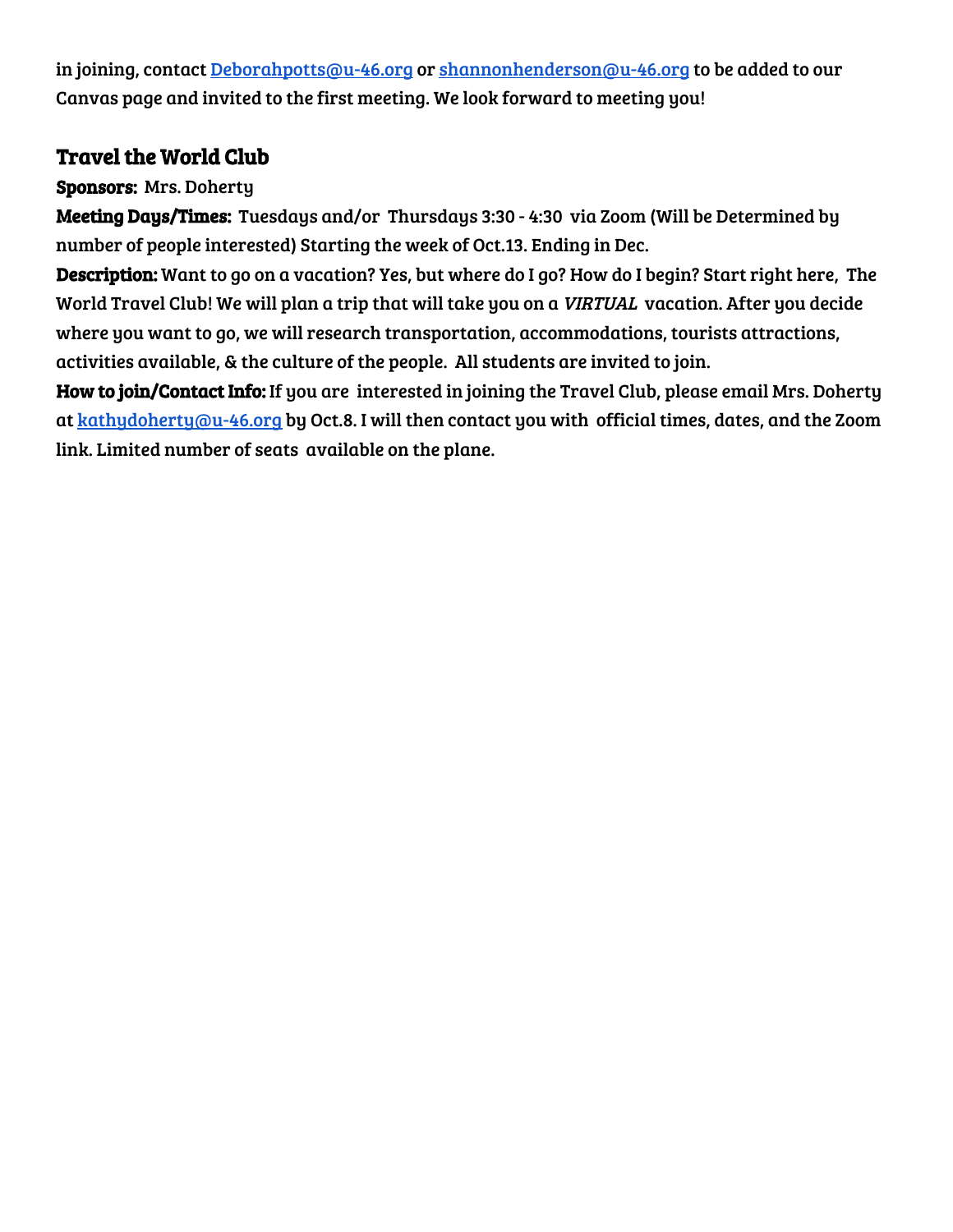in joining, contact [Deborahpotts@u-46.org](mailto:Deborahpotts@u-46.org) or [shannonhenderson@u-46.org](mailto:shannonhenderson@u-46.org) to be added to our Canvas page and invited to the first meeting. We look forward to meeting you!

## Travel the World Club

**Sponsors:** Mrs. Doherty

**Meeting Days/Times:** Tuesdays and/or Thursdays 3:30 - 4:30 via Zoom (Will be Determined by number of people interested) Starting the week of Oct.13. Ending in Dec.

**Description:** Want to go on a vacation? Yes, but where do I go? How do I begin? Start right here, The World Travel Club! We will plan a trip that will take you on a *VIRTUAL* vacation. After you decide where you want to go, we will research transportation, accommodations, tourists attractions, activities available, & the culture of the people. All students are invited to join.

**How to join/Contact Info:** If you are interested in joining the Travel Club, please email Mrs. Doherty at [kathydoherty@u-46.org](mailto:kathydoherty@u-46.org) by Oct.8. I will then contact you with official times, dates, and the Zoom link. Limited number of seats available on the plane.